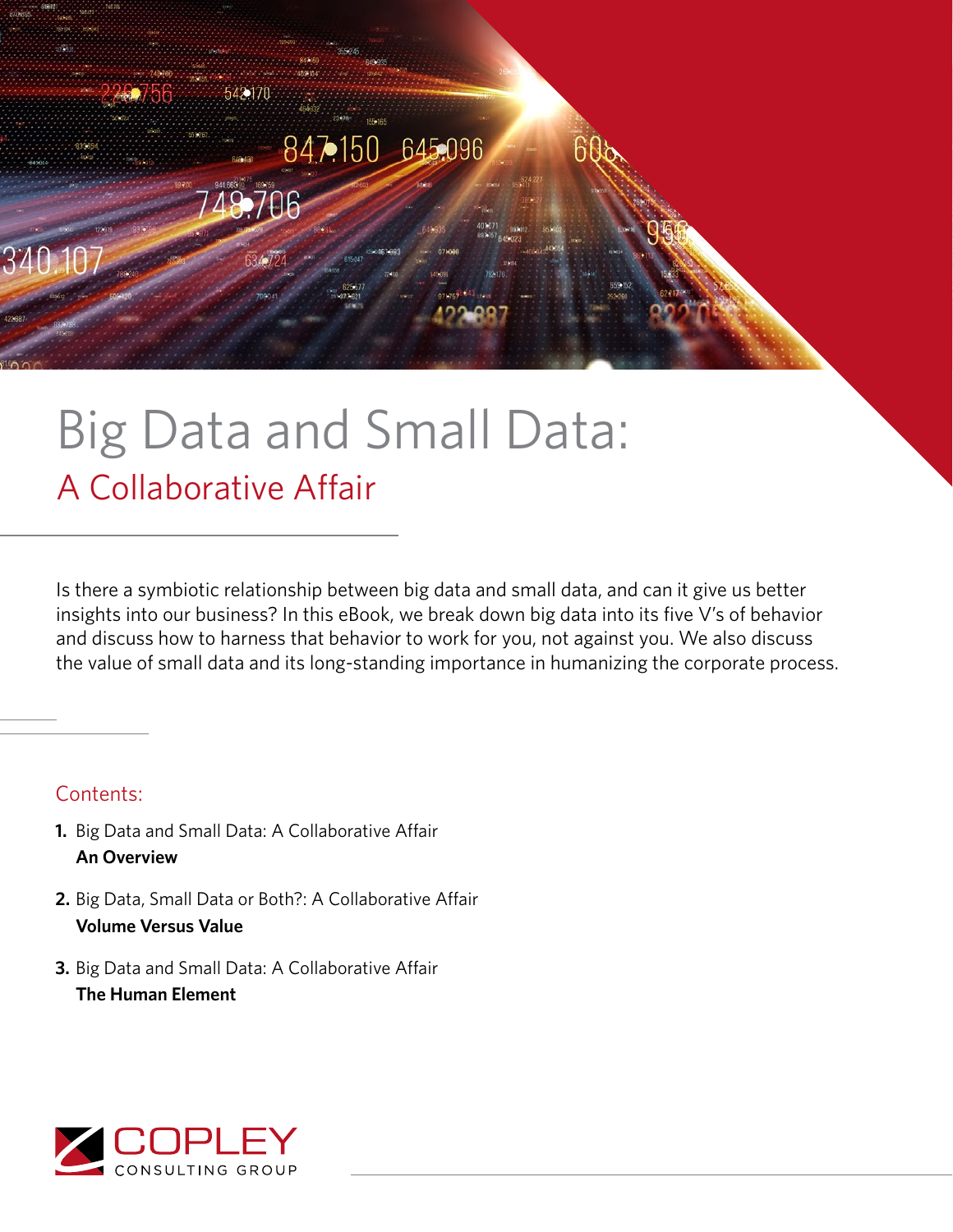# Big Data and Small Data:

## A Collaborative Affair

Is there a symbiotic relationship between big data and small data, and can it give us better insights into our business? In this eBook, we break down big data into its five V's of behavior and discuss how to harness that behavior to work for you, not against you. We also discuss the value of small data and its long-standing importance in humanizing the corporate process.

### Contents:

1. Big Data and Small Data: A Collaborative Affair
   **An Overview**

2. Big Data, Small Data or Both?: A Collaborative Affair
   **Volume Versus Value**

3. Big Data and Small Data: A Collaborative Affair
   **The Human Element**

COPLEY CONSULTING GROUP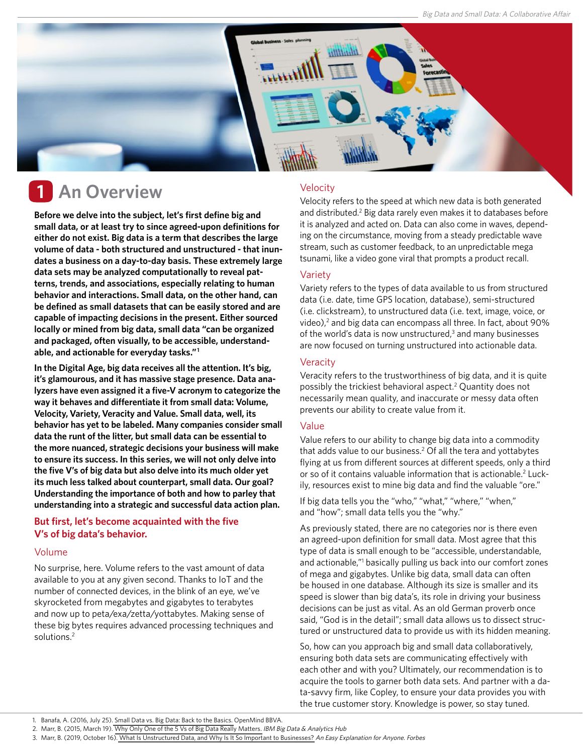# 1 An Overview

**Before we delve into the subject, let's first define big and small data, or at least try to since agreed-upon definitions for either do not exist. Big data is a term that describes the large volume of data - both structured and unstructured - that inundates a business on a day-to-day basis. These extremely large data sets may be analyzed computationally to reveal patterns, trends, and associations, especially relating to human behavior and interactions. Small data, on the other hand, can be defined as small datasets that can be easily stored and are capable of impacting decisions in the present. Either sourced locally or mined from big data, small data "can be organized and packaged, often visually, to be accessible, understandable, and actionable for everyday tasks."[1]**

**In the Digital Age, big data receives all the attention. It's big, it's glamourous, and it has massive stage presence. Data analyzers have even assigned it a five-V acronym to categorize the way it behaves and differentiate it from small data: Volume, Velocity, Variety, Veracity and Value. Small data, well, its behavior has yet to be labeled. Many companies consider small data the runt of the litter, but small data can be essential to the more nuanced, strategic decisions your business will make to ensure its success. In this series, we will not only delve into the five V's of big data but also delve into its much older yet its much less talked about counterpart, small data. Our goal? Understanding the importance of both and how to parley that understanding into a strategic and successful data action plan.**

## But first, let's become acquainted with the five V's of big data's behavior.

### Volume

No surprise, here. Volume refers to the vast amount of data available to you at any given second. Thanks to IoT and the number of connected devices, in the blink of an eye, we've skyrocketed from megabytes and gigabytes to terabytes and now up to peta/exa/zetta/yottabytes. Making sense of these big bytes requires advanced processing techniques and solutions.[2]

### Velocity

Velocity refers to the speed at which new data is both generated and distributed.[2] Big data rarely even makes it to databases before it is analyzed and acted on. Data can also come in waves, depending on the circumstance, moving from a steady predictable wave stream, such as customer feedback, to an unpredictable mega tsunami, like a video gone viral that prompts a product recall.

### Variety

Variety refers to the types of data available to us from structured data (i.e. date, time GPS location, database), semi-structured (i.e. clickstream), to unstructured data (i.e. text, image, voice, or video),[2] and big data can encompass all three. In fact, about 90% of the world's data is now unstructured,[3] and many businesses are now focused on turning unstructured into actionable data.

### Veracity

Veracity refers to the trustworthiness of big data, and it is quite possibly the trickiest behavioral aspect.[2] Quantity does not necessarily mean quality, and inaccurate or messy data often prevents our ability to create value from it.

### Value

Value refers to our ability to change big data into a commodity that adds value to our business.[2] Of all the tera and yottabytes flying at us from different sources at different speeds, only a third or so of it contains valuable information that is actionable.[2] Luckily, resources exist to mine big data and find the valuable "ore."

If big data tells you the "who," "what," "where," "when," and "how"; small data tells you the "why."

As previously stated, there are no categories nor is there even an agreed-upon definition for small data. Most agree that this type of data is small enough to be "accessible, understandable, and actionable,"[1] basically pulling us back into our comfort zones of mega and gigabytes. Unlike big data, small data can often be housed in one database. Although its size is smaller and its speed is slower than big data's, its role in driving your business decisions can be just as vital. As an old German proverb once said, "God is in the detail"; small data allows us to dissect structured or unstructured data to provide us with its hidden meaning.

So, how can you approach big and small data collaboratively, ensuring both data sets are communicating effectively with each other and with you? Ultimately, our recommendation is to acquire the tools to garner both data sets. And partner with a data-savvy firm, like Copley, to ensure your data provides you with the true customer story. Knowledge is power, so stay tuned.

---

1. Banafa, A. (2016, July 25). Small Data vs. Big Data: Back to the Basics. OpenMind BBVA.
2. Marr, B. (2015, March 19). Why Only One of the 5 Vs of Big Data Really Matters. *IBM Big Data & Analytics Hub*
3. Marr, B. (2019, October 16). What Is Unstructured Data, and Why Is It So Important to Businesses? *An Easy Explanation for Anyone. Forbes*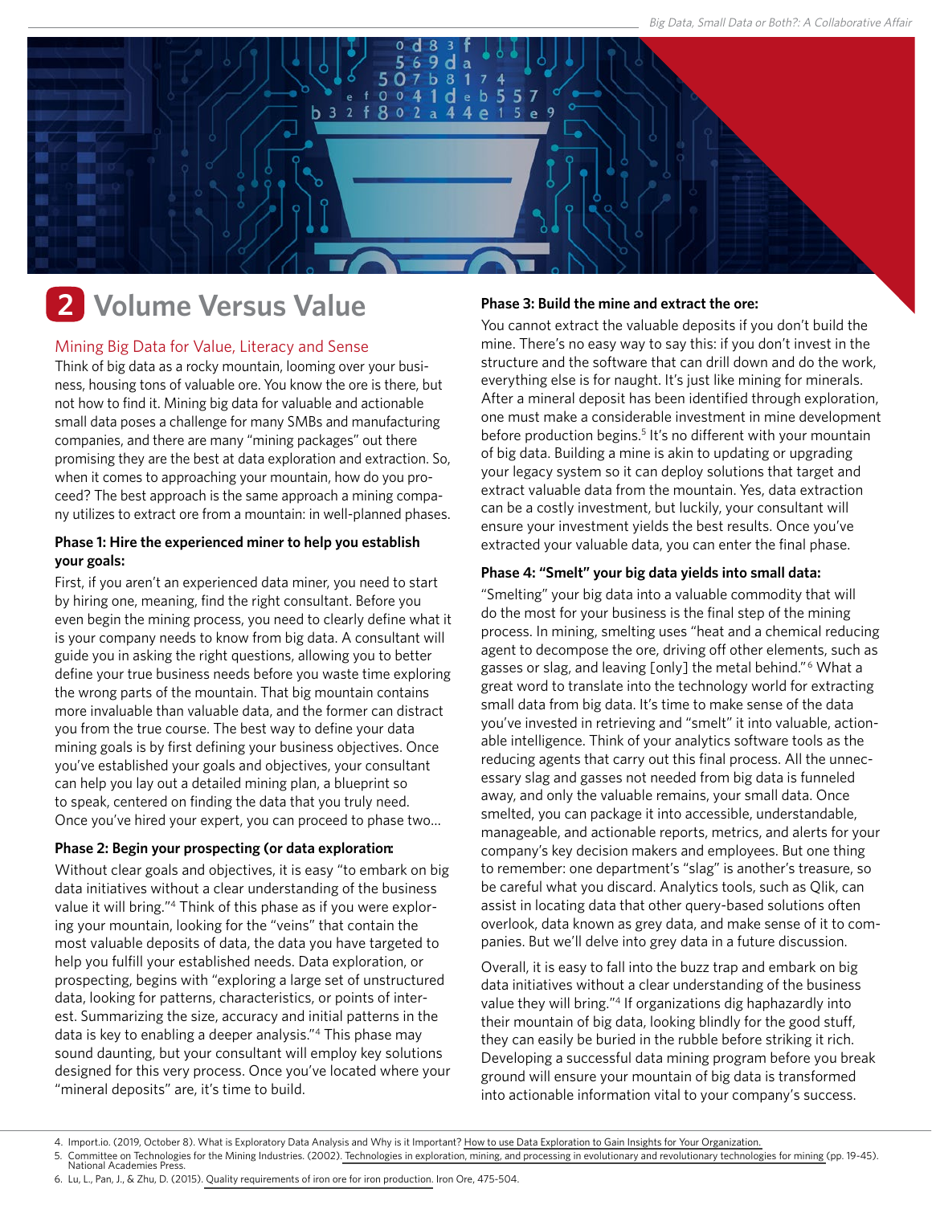# 2 Volume Versus Value

## Mining Big Data for Value, Literacy and Sense

Think of big data as a rocky mountain, looming over your business, housing tons of valuable ore. You know the ore is there, but not how to find it. Mining big data for valuable and actionable small data poses a challenge for many SMBs and manufacturing companies, and there are many "mining packages" out there promising they are the best at data exploration and extraction. So, when it comes to approaching your mountain, how do you proceed? The best approach is the same approach a mining company utilizes to extract ore from a mountain: in well-planned phases.

**Phase 1: Hire the experienced miner to help you establish your goals:**

First, if you aren't an experienced data miner, you need to start by hiring one, meaning, find the right consultant. Before you even begin the mining process, you need to clearly define what it is your company needs to know from big data. A consultant will guide you in asking the right questions, allowing you to better define your true business needs before you waste time exploring the wrong parts of the mountain. That big mountain contains more invaluable than valuable data, and the former can distract you from the true course. The best way to define your data mining goals is by first defining your business objectives. Once you've established your goals and objectives, your consultant can help you lay out a detailed mining plan, a blueprint so to speak, centered on finding the data that you truly need. Once you've hired your expert, you can proceed to phase two...

**Phase 2: Begin your prospecting (or data exploration:**

Without clear goals and objectives, it is easy "to embark on big data initiatives without a clear understanding of the business value it will bring."[4] Think of this phase as if you were exploring your mountain, looking for the "veins" that contain the most valuable deposits of data, the data you have targeted to help you fulfill your established needs. Data exploration, or prospecting, begins with "exploring a large set of unstructured data, looking for patterns, characteristics, or points of interest. Summarizing the size, accuracy and initial patterns in the data is key to enabling a deeper analysis."[4] This phase may sound daunting, but your consultant will employ key solutions designed for this very process. Once you've located where your "mineral deposits" are, it's time to build.

**Phase 3: Build the mine and extract the ore:**

You cannot extract the valuable deposits if you don't build the mine. There's no easy way to say this: if you don't invest in the structure and the software that can drill down and do the work, everything else is for naught. It's just like mining for minerals. After a mineral deposit has been identified through exploration, one must make a considerable investment in mine development before production begins.[5] It's no different with your mountain of big data. Building a mine is akin to updating or upgrading your legacy system so it can deploy solutions that target and extract valuable data from the mountain. Yes, data extraction can be a costly investment, but luckily, your consultant will ensure your investment yields the best results. Once you've extracted your valuable data, you can enter the final phase.

**Phase 4: "Smelt" your big data yields into small data:**

"Smelting" your big data into a valuable commodity that will do the most for your business is the final step of the mining process. In mining, smelting uses "heat and a chemical reducing agent to decompose the ore, driving off other elements, such as gasses or slag, and leaving [only] the metal behind."[6] What a great word to translate into the technology world for extracting small data from big data. It's time to make sense of the data you've invested in retrieving and "smelt" it into valuable, actionable intelligence. Think of your analytics software tools as the reducing agents that carry out this final process. All the unnecessary slag and gasses not needed from big data is funneled away, and only the valuable remains, your small data. Once smelted, you can package it into accessible, understandable, manageable, and actionable reports, metrics, and alerts for your company's key decision makers and employees. But one thing to remember: one department's "slag" is another's treasure, so be careful what you discard. Analytics tools, such as Qlik, can assist in locating data that other query-based solutions often overlook, data known as grey data, and make sense of it to companies. But we'll delve into grey data in a future discussion.

Overall, it is easy to fall into the buzz trap and embark on big data initiatives without a clear understanding of the business value they will bring."[4] If organizations dig haphazardly into their mountain of big data, looking blindly for the good stuff, they can easily be buried in the rubble before striking it rich. Developing a successful data mining program before you break ground will ensure your mountain of big data is transformed into actionable information vital to your company's success.

---

4. Import.io. (2019, October 8). What is Exploratory Data Analysis and Why is it Important? How to use Data Exploration to Gain Insights for Your Organization.
5. Committee on Technologies for the Mining Industries. (2002). Technologies in exploration, mining, and processing in evolutionary and revolutionary technologies for mining (pp. 19-45). National Academies Press.
6. Lu, L., Pan, J., & Zhu, D. (2015). Quality requirements of iron ore for iron production. Iron Ore, 475-504.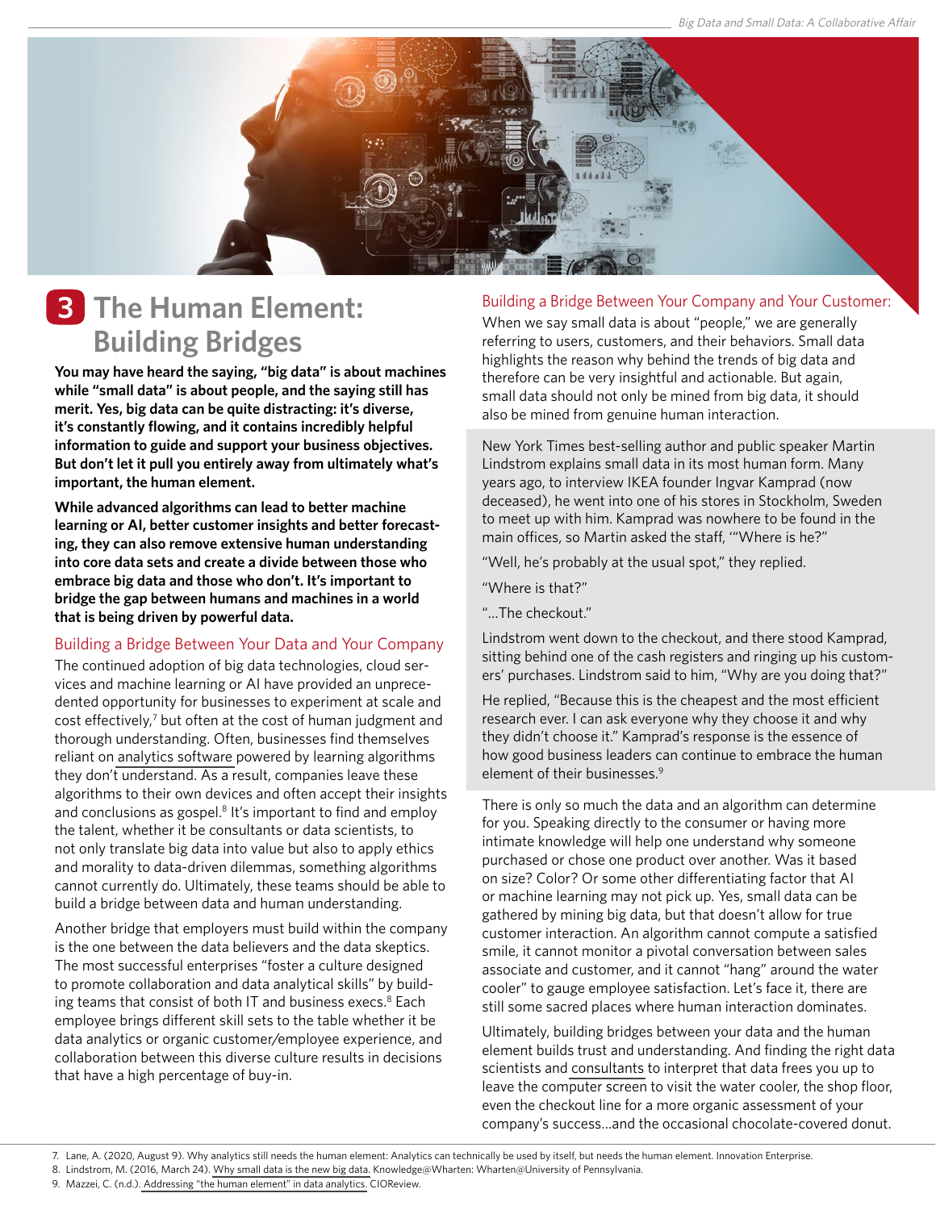## 3 The Human Element: Building Bridges

**You may have heard the saying, "big data" is about machines while "small data" is about people, and the saying still has merit. Yes, big data can be quite distracting: it's diverse, it's constantly flowing, and it contains incredibly helpful information to guide and support your business objectives. But don't let it pull you entirely away from ultimately what's important, the human element.**

**While advanced algorithms can lead to better machine learning or AI, better customer insights and better forecasting, they can also remove extensive human understanding into core data sets and create a divide between those who embrace big data and those who don't. It's important to bridge the gap between humans and machines in a world that is being driven by powerful data.**

### Building a Bridge Between Your Data and Your Company

The continued adoption of big data technologies, cloud services and machine learning or AI have provided an unprecedented opportunity for businesses to experiment at scale and cost effectively,[7] but often at the cost of human judgment and thorough understanding. Often, businesses find themselves reliant on analytics software powered by learning algorithms they don't understand. As a result, companies leave these algorithms to their own devices and often accept their insights and conclusions as gospel.[8] It's important to find and employ the talent, whether it be consultants or data scientists, to not only translate big data into value but also to apply ethics and morality to data-driven dilemmas, something algorithms cannot currently do. Ultimately, these teams should be able to build a bridge between data and human understanding.

Another bridge that employers must build within the company is the one between the data believers and the data skeptics. The most successful enterprises "foster a culture designed to promote collaboration and data analytical skills" by building teams that consist of both IT and business execs.[8] Each employee brings different skill sets to the table whether it be data analytics or organic customer/employee experience, and collaboration between this diverse culture results in decisions that have a high percentage of buy-in.

### Building a Bridge Between Your Company and Your Customer:

When we say small data is about "people," we are generally referring to users, customers, and their behaviors. Small data highlights the reason why behind the trends of big data and therefore can be very insightful and actionable. But again, small data should not only be mined from big data, it should also be mined from genuine human interaction.

New York Times best-selling author and public speaker Martin Lindstrom explains small data in its most human form. Many years ago, to interview IKEA founder Ingvar Kamprad (now deceased), he went into one of his stores in Stockholm, Sweden to meet up with him. Kamprad was nowhere to be found in the main offices, so Martin asked the staff, '"Where is he?"

"Well, he's probably at the usual spot," they replied.

"Where is that?"

"...The checkout."

Lindstrom went down to the checkout, and there stood Kamprad, sitting behind one of the cash registers and ringing up his customers' purchases. Lindstrom said to him, "Why are you doing that?"

He replied, "Because this is the cheapest and the most efficient research ever. I can ask everyone why they choose it and why they didn't choose it." Kamprad's response is the essence of how good business leaders can continue to embrace the human element of their businesses.[9]

There is only so much the data and an algorithm can determine for you. Speaking directly to the consumer or having more intimate knowledge will help one understand why someone purchased or chose one product over another. Was it based on size? Color? Or some other differentiating factor that AI or machine learning may not pick up. Yes, small data can be gathered by mining big data, but that doesn't allow for true customer interaction. An algorithm cannot compute a satisfied smile, it cannot monitor a pivotal conversation between sales associate and customer, and it cannot "hang" around the water cooler" to gauge employee satisfaction. Let's face it, there are still some sacred places where human interaction dominates.

Ultimately, building bridges between your data and the human element builds trust and understanding. And finding the right data scientists and consultants to interpret that data frees you up to leave the computer screen to visit the water cooler, the shop floor, even the checkout line for a more organic assessment of your company's success...and the occasional chocolate-covered donut.

---

7. Lane, A. (2020, August 9). Why analytics still needs the human element: Analytics can technically be used by itself, but needs the human element. Innovation Enterprise.
8. Lindstrom, M. (2016, March 24). Why small data is the new big data. Knowledge@Wharton: Wharton@University of Pennsylvania.
9. Mazzei, C. (n.d.). Addressing "the human element" in data analytics. CIOReview.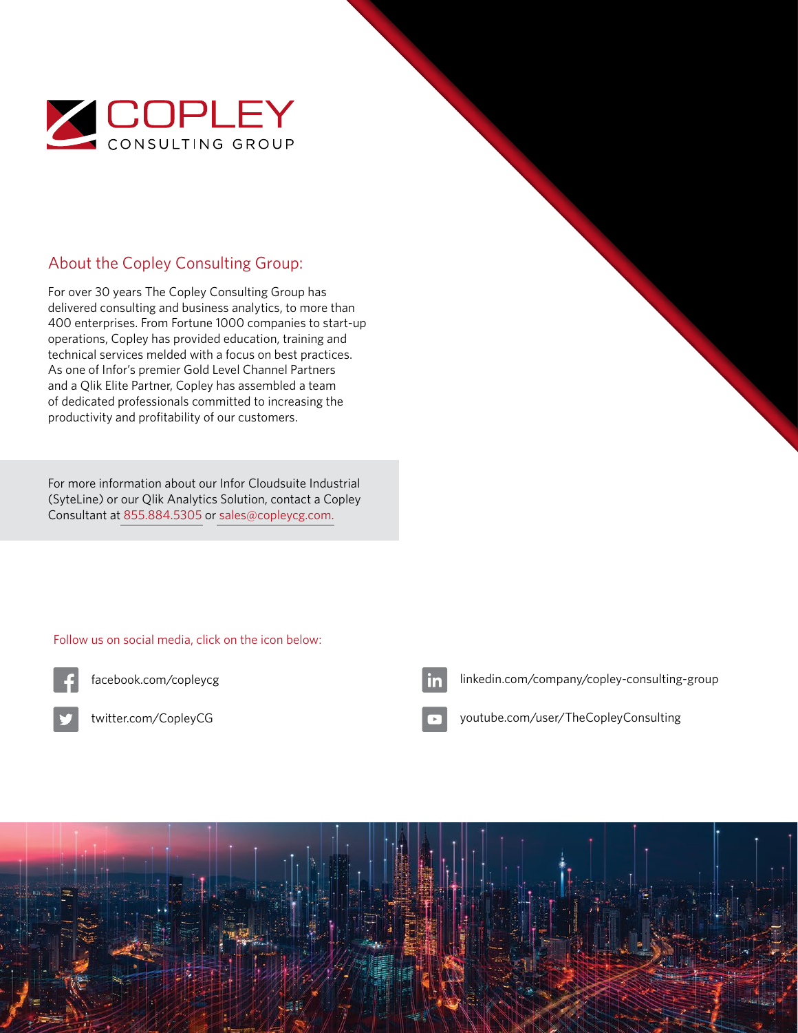COPLEY
CONSULTING GROUP

## About the Copley Consulting Group:

For over 30 years The Copley Consulting Group has delivered consulting and business analytics, to more than 400 enterprises. From Fortune 1000 companies to start-up operations, Copley has provided education, training and technical services melded with a focus on best practices. As one of Infor's premier Gold Level Channel Partners and a Qlik Elite Partner, Copley has assembled a team of dedicated professionals committed to increasing the productivity and profitability of our customers.

For more information about our Infor Cloudsuite Industrial (SyteLine) or our Qlik Analytics Solution, contact a Copley Consultant at 855.884.5305 or sales@copleycg.com.

Follow us on social media, click on the icon below:

- facebook.com/copleycg
- twitter.com/CopleyCG
- linkedin.com/company/copley-consulting-group
- youtube.com/user/TheCopleyConsulting